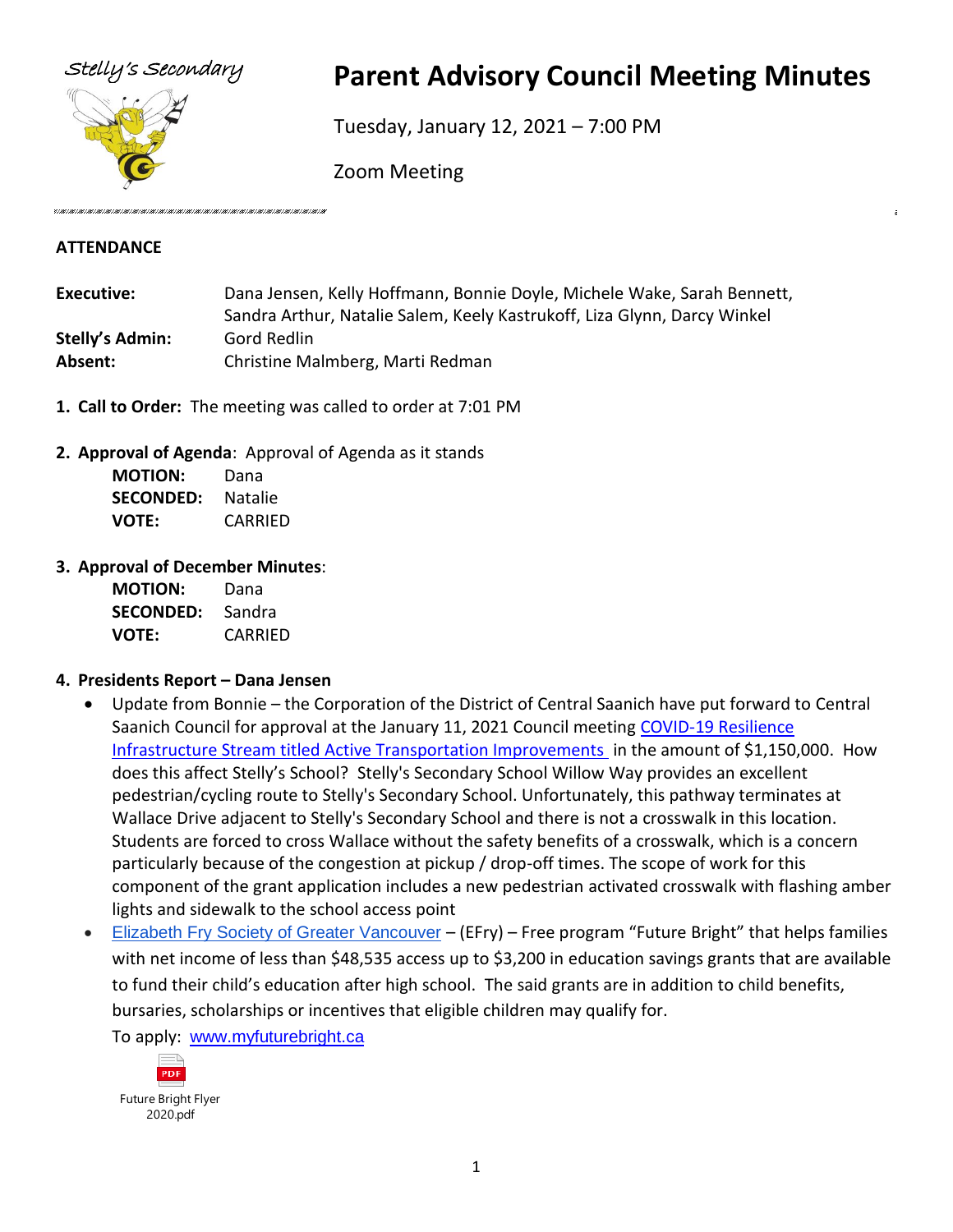Stelly's Secondary

# Parent Advisory Council Meeting Minutes

Tuesday, January 12, 2021 – 7:00 PM

Zoom Meeting

**ATTENDANCE**

| | |
|---|---|
| **Executive:** | Dana Jensen, Kelly Hoffmann, Bonnie Doyle, Michele Wake, Sarah Bennett, Sandra Arthur, Natalie Salem, Keely Kastrukoff, Liza Glynn, Darcy Winkel |
| **Stelly's Admin:** | Gord Redlin |
| **Absent:** | Christine Malmberg, Marti Redman |

1. **Call to Order:** The meeting was called to order at 7:01 PM

2. **Approval of Agenda**: Approval of Agenda as it stands

   **MOTION:** Dana
   **SECONDED:** Natalie
   **VOTE:** CARRIED

3. **Approval of December Minutes**:

   **MOTION:** Dana
   **SECONDED:** Sandra
   **VOTE:** CARRIED

4. **Presidents Report – Dana Jensen**
   - Update from Bonnie – the Corporation of the District of Central Saanich have put forward to Central Saanich Council for approval at the January 11, 2021 Council meeting COVID-19 Resilience Infrastructure Stream titled Active Transportation Improvements in the amount of $1,150,000. How does this affect Stelly's School? Stelly's Secondary School Willow Way provides an excellent pedestrian/cycling route to Stelly's Secondary School. Unfortunately, this pathway terminates at Wallace Drive adjacent to Stelly's Secondary School and there is not a crosswalk in this location. Students are forced to cross Wallace without the safety benefits of a crosswalk, which is a concern particularly because of the congestion at pickup / drop-off times. The scope of work for this component of the grant application includes a new pedestrian activated crosswalk with flashing amber lights and sidewalk to the school access point
   - Elizabeth Fry Society of Greater Vancouver – (EFry) – Free program "Future Bright" that helps families with net income of less than $48,535 access up to $3,200 in education savings grants that are available to fund their child's education after high school. The said grants are in addition to child benefits, bursaries, scholarships or incentives that eligible children may qualify for.

     To apply: www.myfuturebright.ca

     Future Bright Flyer 2020.pdf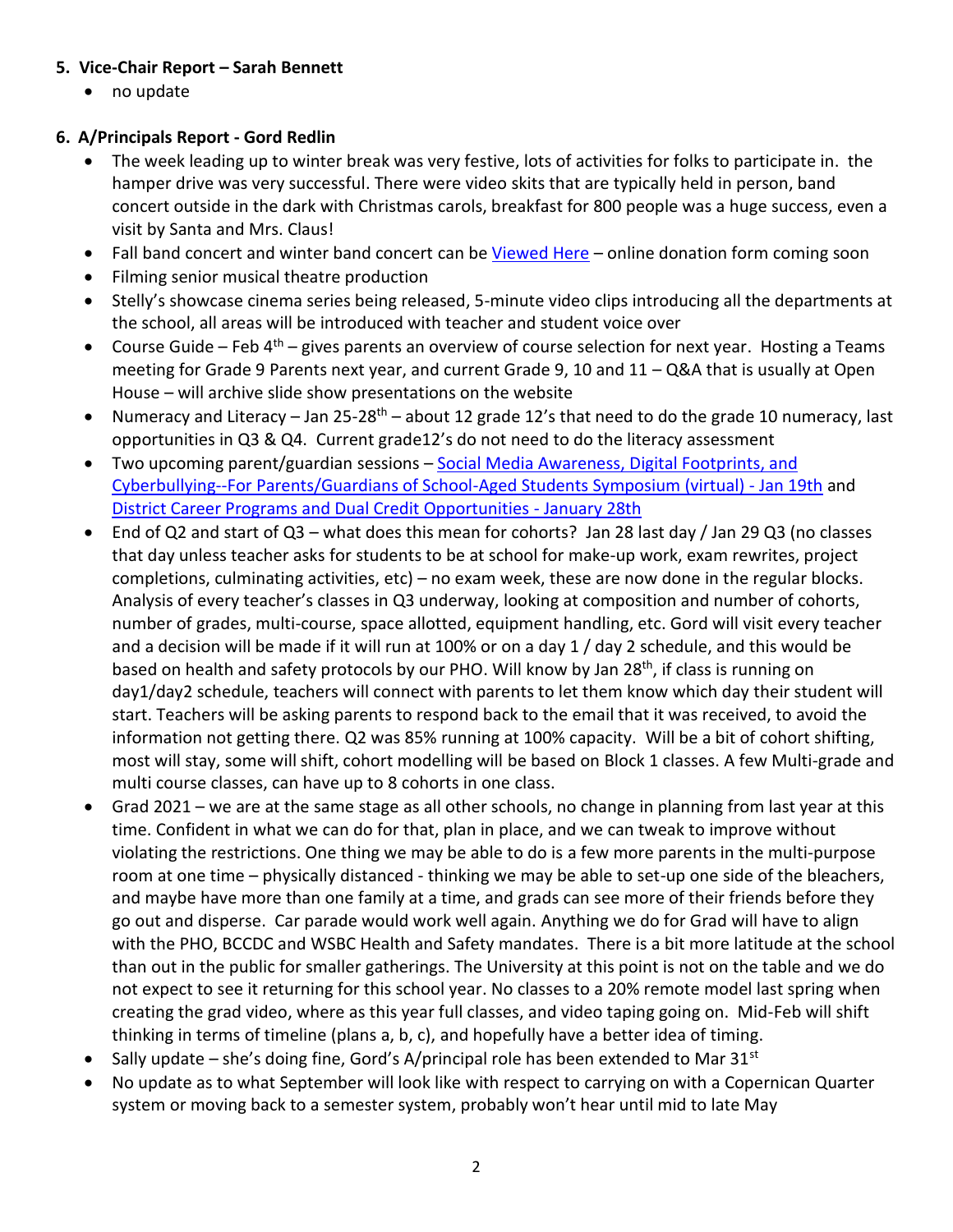**5. Vice-Chair Report – Sarah Bennett**

- no update

**6. A/Principals Report - Gord Redlin**

- The week leading up to winter break was very festive, lots of activities for folks to participate in. the hamper drive was very successful. There were video skits that are typically held in person, band concert outside in the dark with Christmas carols, breakfast for 800 people was a huge success, even a visit by Santa and Mrs. Claus!
- Fall band concert and winter band concert can be Viewed Here – online donation form coming soon
- Filming senior musical theatre production
- Stelly's showcase cinema series being released, 5-minute video clips introducing all the departments at the school, all areas will be introduced with teacher and student voice over
- Course Guide – Feb 4th – gives parents an overview of course selection for next year. Hosting a Teams meeting for Grade 9 Parents next year, and current Grade 9, 10 and 11 – Q&A that is usually at Open House – will archive slide show presentations on the website
- Numeracy and Literacy – Jan 25-28th – about 12 grade 12's that need to do the grade 10 numeracy, last opportunities in Q3 & Q4. Current grade12's do not need to do the literacy assessment
- Two upcoming parent/guardian sessions – Social Media Awareness, Digital Footprints, and Cyberbullying--For Parents/Guardians of School-Aged Students Symposium (virtual) - Jan 19th and District Career Programs and Dual Credit Opportunities - January 28th
- End of Q2 and start of Q3 – what does this mean for cohorts? Jan 28 last day / Jan 29 Q3 (no classes that day unless teacher asks for students to be at school for make-up work, exam rewrites, project completions, culminating activities, etc) – no exam week, these are now done in the regular blocks. Analysis of every teacher's classes in Q3 underway, looking at composition and number of cohorts, number of grades, multi-course, space allotted, equipment handling, etc. Gord will visit every teacher and a decision will be made if it will run at 100% or on a day 1 / day 2 schedule, and this would be based on health and safety protocols by our PHO. Will know by Jan 28th, if class is running on day1/day2 schedule, teachers will connect with parents to let them know which day their student will start. Teachers will be asking parents to respond back to the email that it was received, to avoid the information not getting there. Q2 was 85% running at 100% capacity. Will be a bit of cohort shifting, most will stay, some will shift, cohort modelling will be based on Block 1 classes. A few Multi-grade and multi course classes, can have up to 8 cohorts in one class.
- Grad 2021 – we are at the same stage as all other schools, no change in planning from last year at this time. Confident in what we can do for that, plan in place, and we can tweak to improve without violating the restrictions. One thing we may be able to do is a few more parents in the multi-purpose room at one time – physically distanced - thinking we may be able to set-up one side of the bleachers, and maybe have more than one family at a time, and grads can see more of their friends before they go out and disperse. Car parade would work well again. Anything we do for Grad will have to align with the PHO, BCCDC and WSBC Health and Safety mandates. There is a bit more latitude at the school than out in the public for smaller gatherings. The University at this point is not on the table and we do not expect to see it returning for this school year. No classes to a 20% remote model last spring when creating the grad video, where as this year full classes, and video taping going on. Mid-Feb will shift thinking in terms of timeline (plans a, b, c), and hopefully have a better idea of timing.
- Sally update – she's doing fine, Gord's A/principal role has been extended to Mar 31st
- No update as to what September will look like with respect to carrying on with a Copernican Quarter system or moving back to a semester system, probably won't hear until mid to late May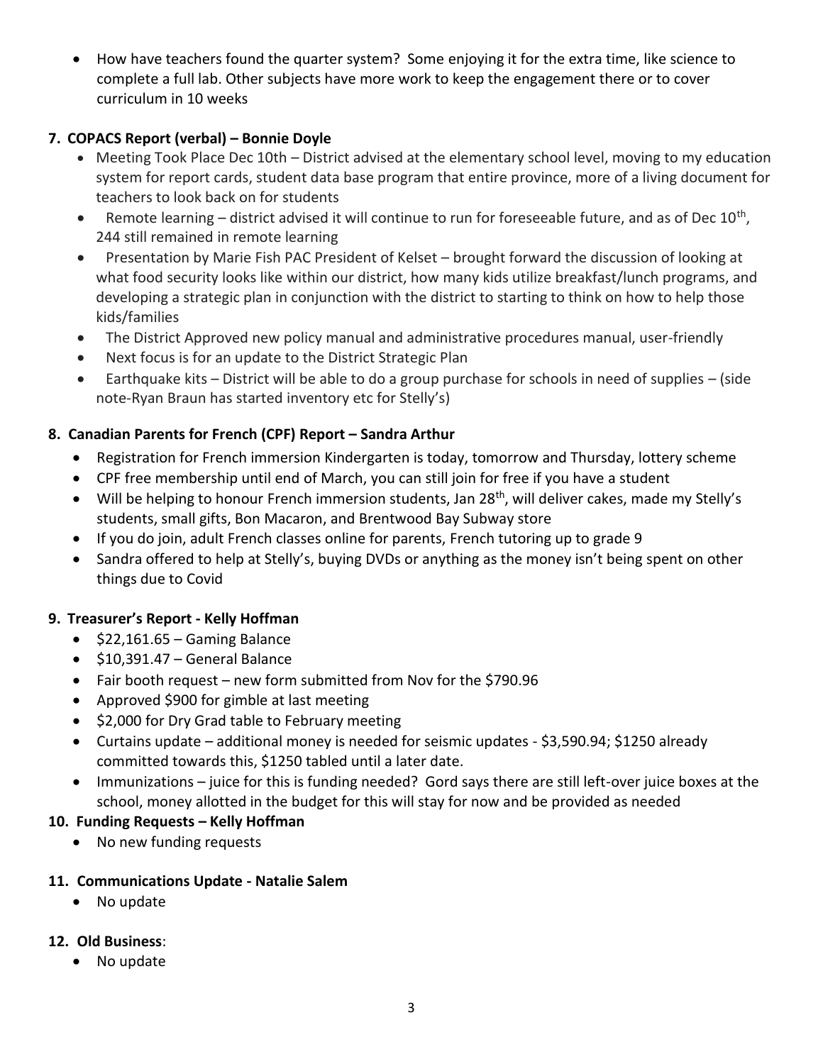- How have teachers found the quarter system? Some enjoying it for the extra time, like science to complete a full lab. Other subjects have more work to keep the engagement there or to cover curriculum in 10 weeks

**7. COPACS Report (verbal) – Bonnie Doyle**

- Meeting Took Place Dec 10th – District advised at the elementary school level, moving to my education system for report cards, student data base program that entire province, more of a living document for teachers to look back on for students
- Remote learning – district advised it will continue to run for foreseeable future, and as of Dec 10th, 244 still remained in remote learning
- Presentation by Marie Fish PAC President of Kelset – brought forward the discussion of looking at what food security looks like within our district, how many kids utilize breakfast/lunch programs, and developing a strategic plan in conjunction with the district to starting to think on how to help those kids/families
- The District Approved new policy manual and administrative procedures manual, user-friendly
- Next focus is for an update to the District Strategic Plan
- Earthquake kits – District will be able to do a group purchase for schools in need of supplies – (side note-Ryan Braun has started inventory etc for Stelly's)

**8. Canadian Parents for French (CPF) Report – Sandra Arthur**

- Registration for French immersion Kindergarten is today, tomorrow and Thursday, lottery scheme
- CPF free membership until end of March, you can still join for free if you have a student
- Will be helping to honour French immersion students, Jan 28th, will deliver cakes, made my Stelly's students, small gifts, Bon Macaron, and Brentwood Bay Subway store
- If you do join, adult French classes online for parents, French tutoring up to grade 9
- Sandra offered to help at Stelly's, buying DVDs or anything as the money isn't being spent on other things due to Covid

**9. Treasurer's Report - Kelly Hoffman**

- $22,161.65 – Gaming Balance
- $10,391.47 – General Balance
- Fair booth request – new form submitted from Nov for the $790.96
- Approved $900 for gimble at last meeting
- $2,000 for Dry Grad table to February meeting
- Curtains update – additional money is needed for seismic updates - $3,590.94; $1250 already committed towards this, $1250 tabled until a later date.
- Immunizations – juice for this is funding needed? Gord says there are still left-over juice boxes at the school, money allotted in the budget for this will stay for now and be provided as needed

**10. Funding Requests – Kelly Hoffman**

- No new funding requests

**11. Communications Update - Natalie Salem**

- No update

**12. Old Business**:

- No update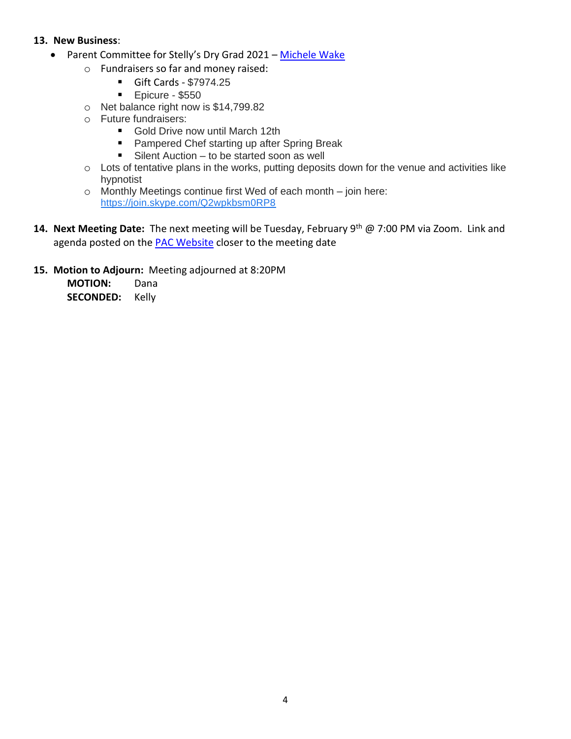13. **New Business**:
    - Parent Committee for Stelly's Dry Grad 2021 – [Michele Wake]
        - Fundraisers so far and money raised:
            - Gift Cards - $7974.25
            - Epicure - $550
        - Net balance right now is $14,799.82
        - Future fundraisers:
            - Gold Drive now until March 12th
            - Pampered Chef starting up after Spring Break
            - Silent Auction – to be started soon as well
        - Lots of tentative plans in the works, putting deposits down for the venue and activities like hypnotist
        - Monthly Meetings continue first Wed of each month – join here: https://join.skype.com/Q2wpkbsm0RP8

14. **Next Meeting Date:** The next meeting will be Tuesday, February 9th @ 7:00 PM via Zoom. Link and agenda posted on the PAC Website closer to the meeting date

15. **Motion to Adjourn:** Meeting adjourned at 8:20PM

    **MOTION:** Dana
    **SECONDED:** Kelly